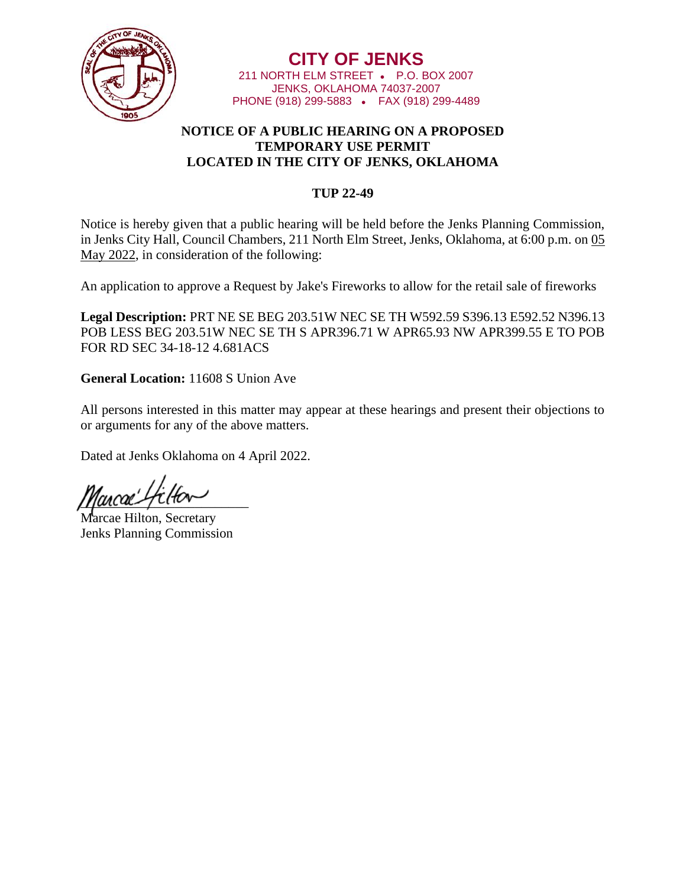# CITY OF JENKS

211 NORTH ELM STREET • P.O. BOX 2007
JENKS, OKLAHOMA 74037-2007
PHONE (918) 299-5883 • FAX (918) 299-4489

## NOTICE OF A PUBLIC HEARING ON A PROPOSED TEMPORARY USE PERMIT LOCATED IN THE CITY OF JENKS, OKLAHOMA

## TUP 22-49

Notice is hereby given that a public hearing will be held before the Jenks Planning Commission, in Jenks City Hall, Council Chambers, 211 North Elm Street, Jenks, Oklahoma, at 6:00 p.m. on 05 May 2022, in consideration of the following:

An application to approve a Request by Jake's Fireworks to allow for the retail sale of fireworks

**Legal Description:** PRT NE SE BEG 203.51W NEC SE TH W592.59 S396.13 E592.52 N396.13 POB LESS BEG 203.51W NEC SE TH S APR396.71 W APR65.93 NW APR399.55 E TO POB FOR RD SEC 34-18-12 4.681ACS

**General Location:** 11608 S Union Ave

All persons interested in this matter may appear at these hearings and present their objections to or arguments for any of the above matters.

Dated at Jenks Oklahoma on 4 April 2022.

Marcae Hilton, Secretary
Jenks Planning Commission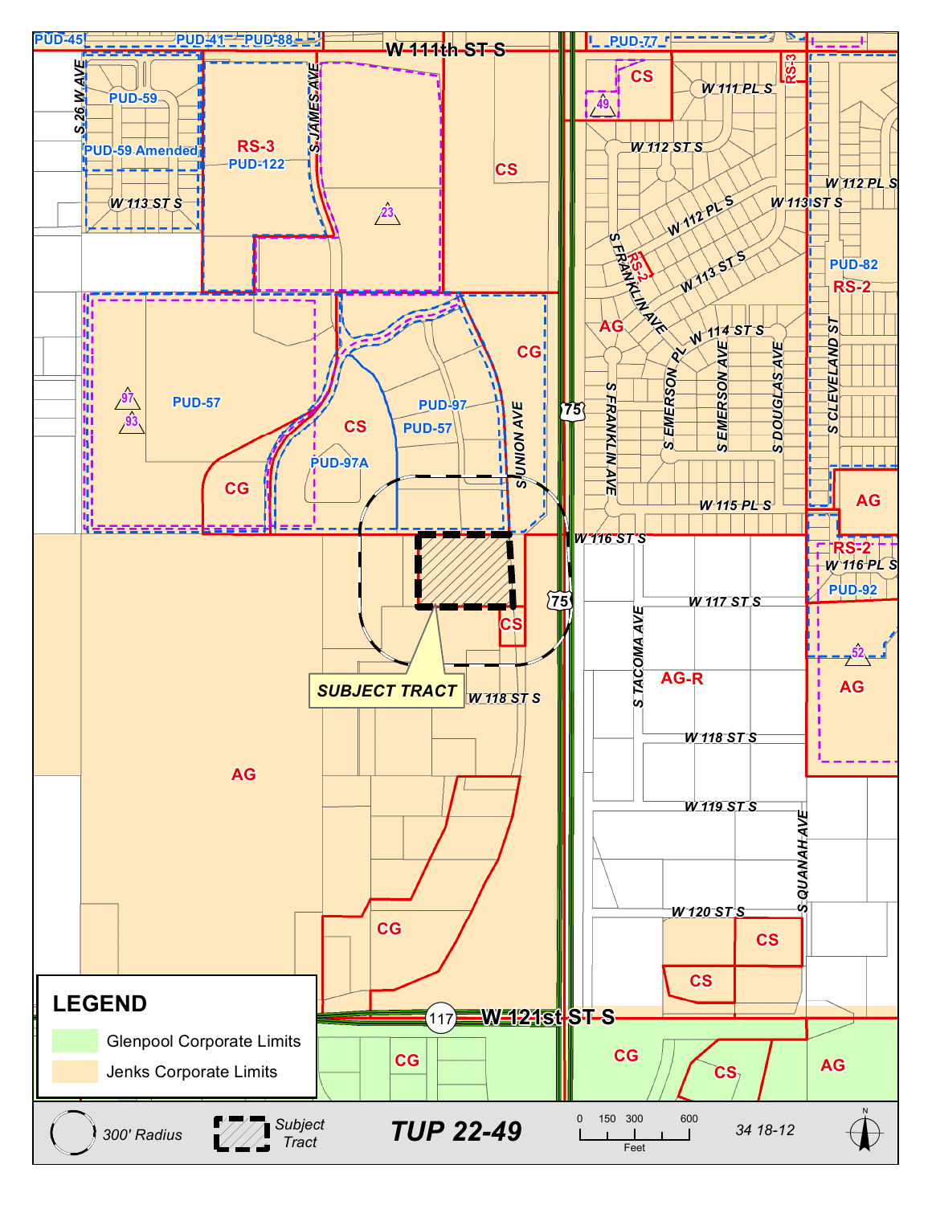PUD-45 PUD-41 PUD-88 W 111th ST S PUD-77

PUD-59

PUD-59 Amended

S 26 W AVE

W 113 ST S

RS-3

PUD-122

S JAMES AVE

23

CS

CS

49

RS-3

W 111 PL S

W 112 ST S

W 112 PL S

W 113 ST S

W 112 PL S

S FRANKLIN AVE

RS-2

W 113 ST S

PUD-82

RS-2

AG

W 114 ST S

S EMERSON PL

S EMERSON AVE

S DOUGLAS AVE

S CLEVELAND ST

S FRANKLIN AVE

97

93

PUD-57

CS

PUD-97

PUD-57

PUD-97A

CG

CG

S UNION AVE

75

W 115 PL S

AG

W 116 ST S

RS-2

W 116 PL S

PUD-92

75

W 117 ST S

CS

S TACOMA AVE

AG-R

52

AG

SUBJECT TRACT

W 118 ST S

W 118 ST S

AG

W 119 ST S

S QUANAH AVE

CG

W 120 ST S

CS

CS

117

W 121st ST S

CG

CG

CS

AG

## LEGEND

Glenpool Corporate Limits

Jenks Corporate Limits

300' Radius

Subject Tract

**TUP 22-49**

0 150 300 600

Feet

34 18-12

N